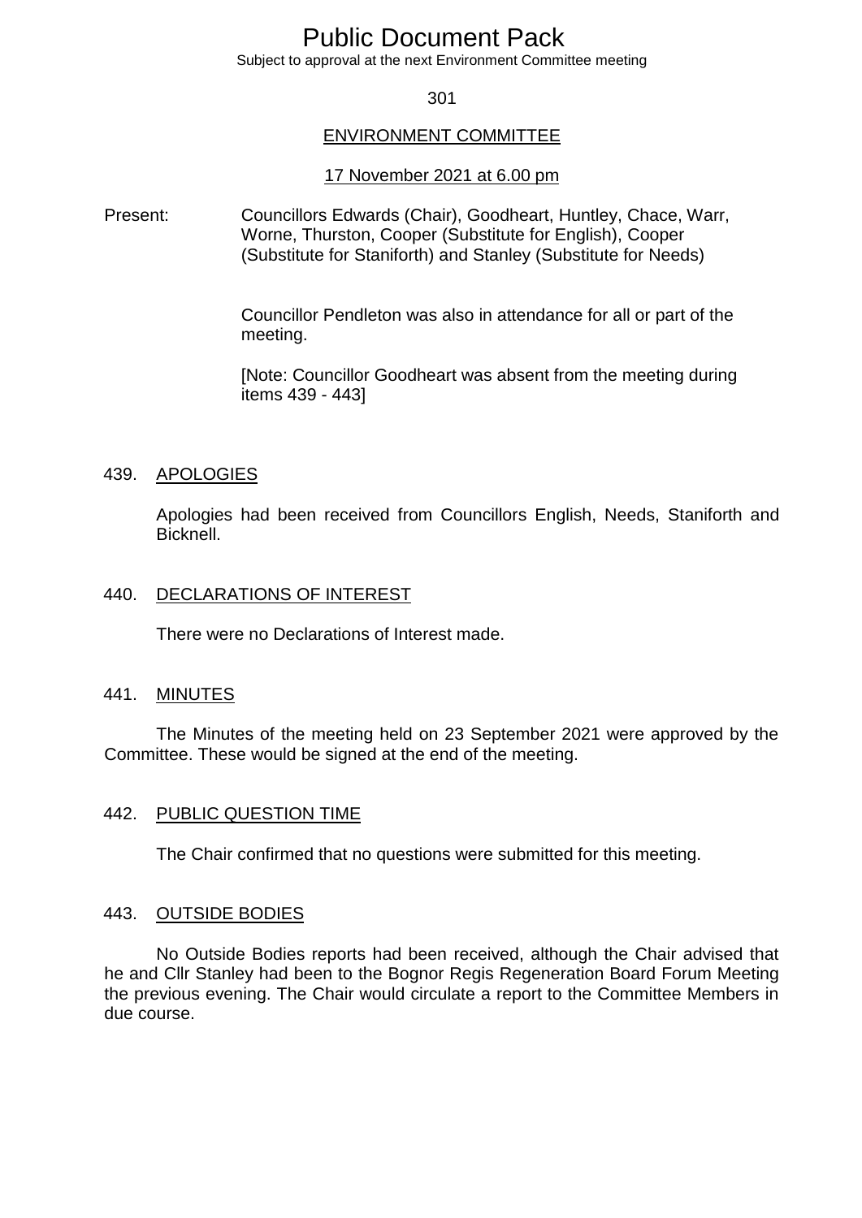# Public Document Pack

Subject to approval at the next Environment Committee meeting

## ENVIRONMENT COMMITTEE

17 November 2021 at 6.00 pm

Present: Councillors Edwards (Chair), Goodheart, Huntley, Chace, Warr, Worne, Thurston, Cooper (Substitute for English), Cooper (Substitute for Staniforth) and Stanley (Substitute for Needs)

Councillor Pendleton was also in attendance for all or part of the meeting.

[Note: Councillor Goodheart was absent from the meeting during items 439 - 443]

### 439. APOLOGIES

Apologies had been received from Councillors English, Needs, Staniforth and Bicknell.

### 440. DECLARATIONS OF INTEREST

There were no Declarations of Interest made.

### 441. MINUTES

The Minutes of the meeting held on 23 September 2021 were approved by the Committee. These would be signed at the end of the meeting.

### 442. PUBLIC QUESTION TIME

The Chair confirmed that no questions were submitted for this meeting.

### 443. OUTSIDE BODIES

No Outside Bodies reports had been received, although the Chair advised that he and Cllr Stanley had been to the Bognor Regis Regeneration Board Forum Meeting the previous evening. The Chair would circulate a report to the Committee Members in due course.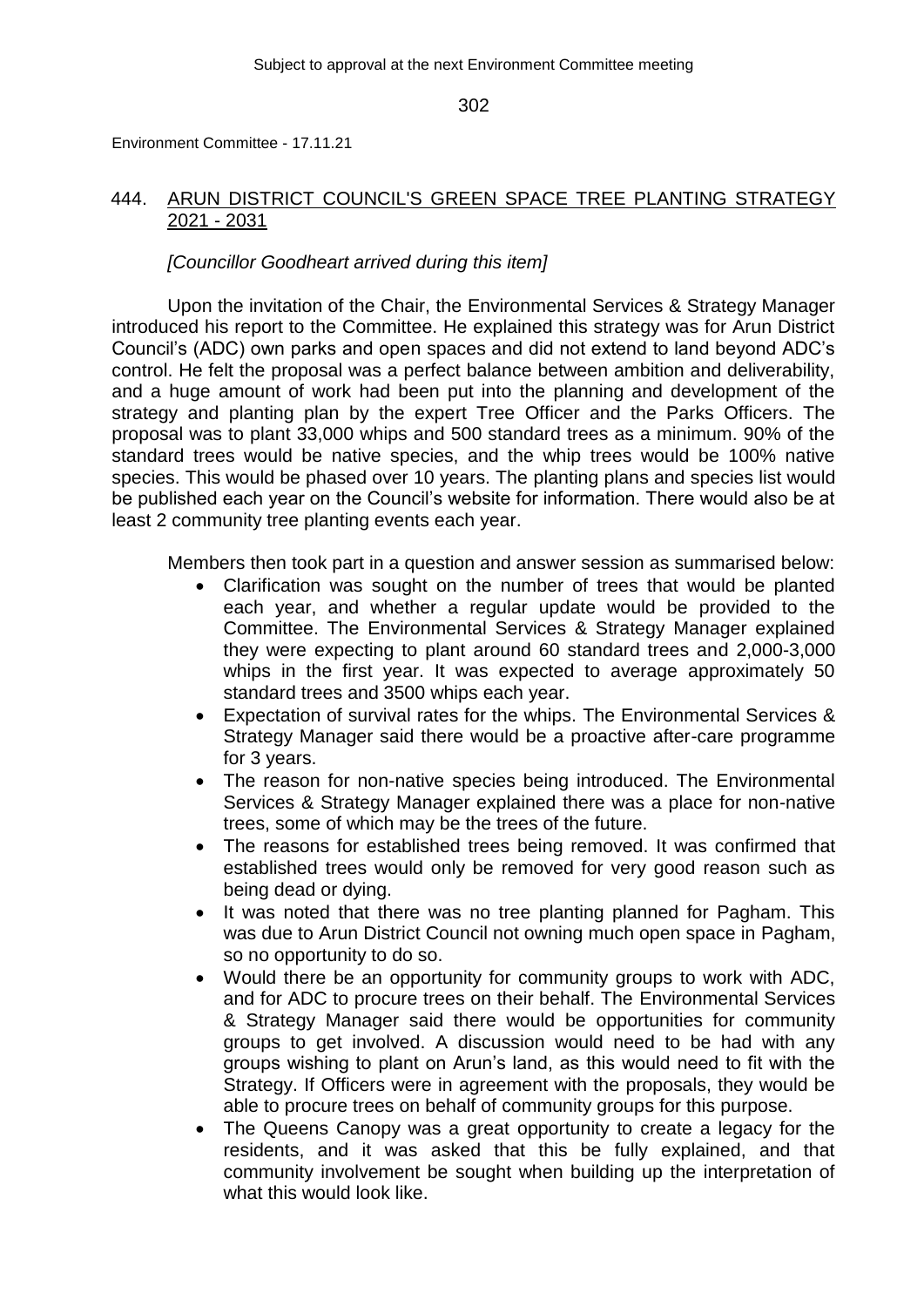Environment Committee - 17.11.21

## 444. ARUN DISTRICT COUNCIL'S GREEN SPACE TREE PLANTING STRATEGY 2021 - 2031

*[Councillor Goodheart arrived during this item]*

Upon the invitation of the Chair, the Environmental Services & Strategy Manager introduced his report to the Committee. He explained this strategy was for Arun District Council's (ADC) own parks and open spaces and did not extend to land beyond ADC's control. He felt the proposal was a perfect balance between ambition and deliverability, and a huge amount of work had been put into the planning and development of the strategy and planting plan by the expert Tree Officer and the Parks Officers. The proposal was to plant 33,000 whips and 500 standard trees as a minimum. 90% of the standard trees would be native species, and the whip trees would be 100% native species. This would be phased over 10 years. The planting plans and species list would be published each year on the Council's website for information. There would also be at least 2 community tree planting events each year.

Members then took part in a question and answer session as summarised below:

- Clarification was sought on the number of trees that would be planted each year, and whether a regular update would be provided to the Committee. The Environmental Services & Strategy Manager explained they were expecting to plant around 60 standard trees and 2,000-3,000 whips in the first year. It was expected to average approximately 50 standard trees and 3500 whips each year.
- Expectation of survival rates for the whips. The Environmental Services & Strategy Manager said there would be a proactive after-care programme for 3 years.
- The reason for non-native species being introduced. The Environmental Services & Strategy Manager explained there was a place for non-native trees, some of which may be the trees of the future.
- The reasons for established trees being removed. It was confirmed that established trees would only be removed for very good reason such as being dead or dying.
- It was noted that there was no tree planting planned for Pagham. This was due to Arun District Council not owning much open space in Pagham, so no opportunity to do so.
- Would there be an opportunity for community groups to work with ADC, and for ADC to procure trees on their behalf. The Environmental Services & Strategy Manager said there would be opportunities for community groups to get involved. A discussion would need to be had with any groups wishing to plant on Arun's land, as this would need to fit with the Strategy. If Officers were in agreement with the proposals, they would be able to procure trees on behalf of community groups for this purpose.
- The Queens Canopy was a great opportunity to create a legacy for the residents, and it was asked that this be fully explained, and that community involvement be sought when building up the interpretation of what this would look like.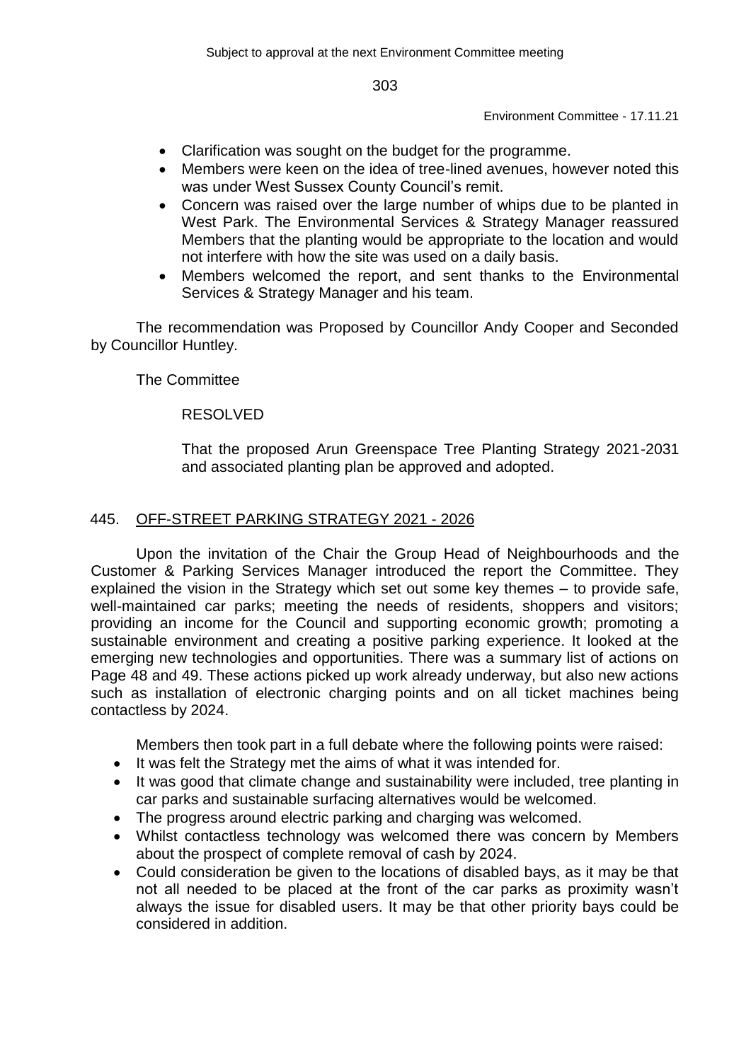- Clarification was sought on the budget for the programme.
- Members were keen on the idea of tree-lined avenues, however noted this was under West Sussex County Council's remit.
- Concern was raised over the large number of whips due to be planted in West Park. The Environmental Services & Strategy Manager reassured Members that the planting would be appropriate to the location and would not interfere with how the site was used on a daily basis.
- Members welcomed the report, and sent thanks to the Environmental Services & Strategy Manager and his team.

The recommendation was Proposed by Councillor Andy Cooper and Seconded by Councillor Huntley.

The Committee

RESOLVED

That the proposed Arun Greenspace Tree Planting Strategy 2021-2031 and associated planting plan be approved and adopted.

## 445. OFF-STREET PARKING STRATEGY 2021 - 2026

Upon the invitation of the Chair the Group Head of Neighbourhoods and the Customer & Parking Services Manager introduced the report the Committee. They explained the vision in the Strategy which set out some key themes – to provide safe, well-maintained car parks; meeting the needs of residents, shoppers and visitors; providing an income for the Council and supporting economic growth; promoting a sustainable environment and creating a positive parking experience. It looked at the emerging new technologies and opportunities. There was a summary list of actions on Page 48 and 49. These actions picked up work already underway, but also new actions such as installation of electronic charging points and on all ticket machines being contactless by 2024.

Members then took part in a full debate where the following points were raised:

- It was felt the Strategy met the aims of what it was intended for.
- It was good that climate change and sustainability were included, tree planting in car parks and sustainable surfacing alternatives would be welcomed.
- The progress around electric parking and charging was welcomed.
- Whilst contactless technology was welcomed there was concern by Members about the prospect of complete removal of cash by 2024.
- Could consideration be given to the locations of disabled bays, as it may be that not all needed to be placed at the front of the car parks as proximity wasn't always the issue for disabled users. It may be that other priority bays could be considered in addition.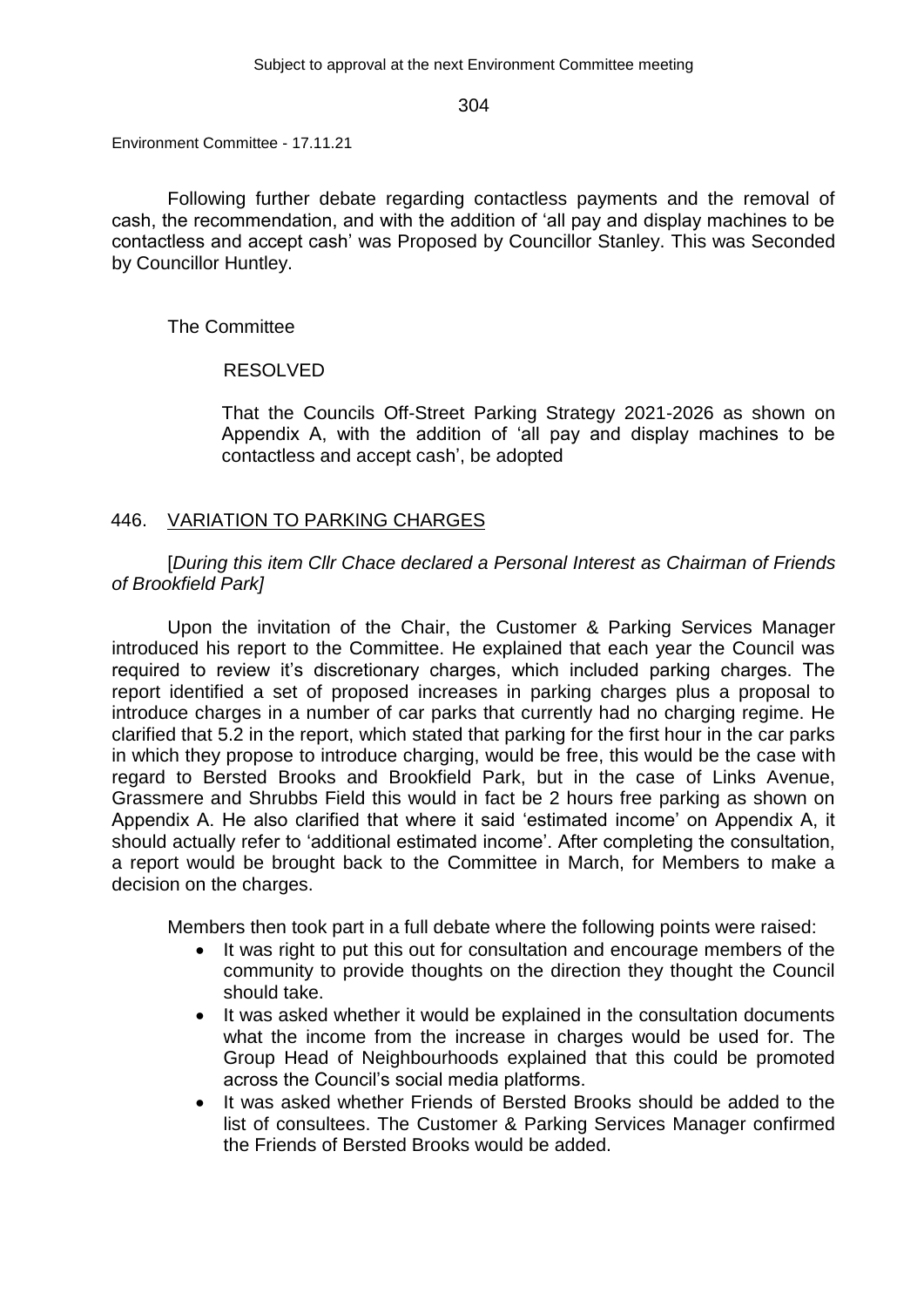Following further debate regarding contactless payments and the removal of cash, the recommendation, and with the addition of 'all pay and display machines to be contactless and accept cash' was Proposed by Councillor Stanley. This was Seconded by Councillor Huntley.

The Committee

RESOLVED

That the Councils Off-Street Parking Strategy 2021-2026 as shown on Appendix A, with the addition of 'all pay and display machines to be contactless and accept cash', be adopted

## 446. VARIATION TO PARKING CHARGES

[*During this item Cllr Chace declared a Personal Interest as Chairman of Friends of Brookfield Park]*

Upon the invitation of the Chair, the Customer & Parking Services Manager introduced his report to the Committee. He explained that each year the Council was required to review it's discretionary charges, which included parking charges. The report identified a set of proposed increases in parking charges plus a proposal to introduce charges in a number of car parks that currently had no charging regime. He clarified that 5.2 in the report, which stated that parking for the first hour in the car parks in which they propose to introduce charging, would be free, this would be the case with regard to Bersted Brooks and Brookfield Park, but in the case of Links Avenue, Grassmere and Shrubbs Field this would in fact be 2 hours free parking as shown on Appendix A. He also clarified that where it said 'estimated income' on Appendix A, it should actually refer to 'additional estimated income'. After completing the consultation, a report would be brought back to the Committee in March, for Members to make a decision on the charges.

Members then took part in a full debate where the following points were raised:

- It was right to put this out for consultation and encourage members of the community to provide thoughts on the direction they thought the Council should take.
- It was asked whether it would be explained in the consultation documents what the income from the increase in charges would be used for. The Group Head of Neighbourhoods explained that this could be promoted across the Council's social media platforms.
- It was asked whether Friends of Bersted Brooks should be added to the list of consultees. The Customer & Parking Services Manager confirmed the Friends of Bersted Brooks would be added.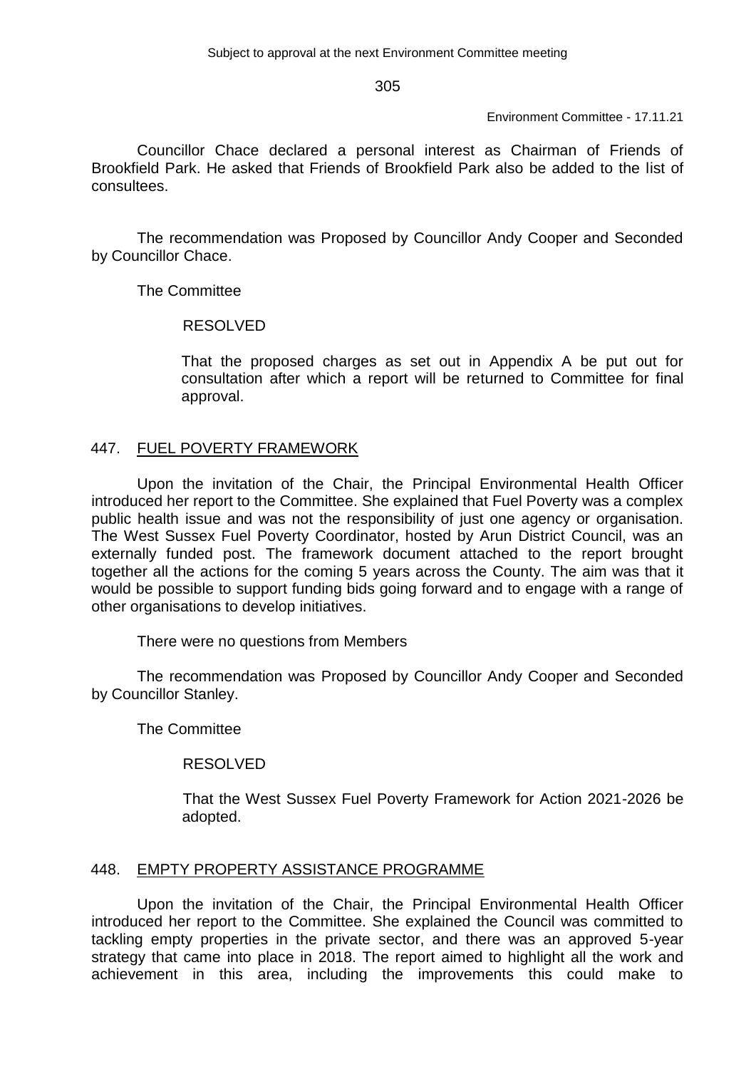Councillor Chace declared a personal interest as Chairman of Friends of Brookfield Park. He asked that Friends of Brookfield Park also be added to the list of consultees.

The recommendation was Proposed by Councillor Andy Cooper and Seconded by Councillor Chace.

The Committee

RESOLVED

That the proposed charges as set out in Appendix A be put out for consultation after which a report will be returned to Committee for final approval.

## 447. FUEL POVERTY FRAMEWORK

Upon the invitation of the Chair, the Principal Environmental Health Officer introduced her report to the Committee. She explained that Fuel Poverty was a complex public health issue and was not the responsibility of just one agency or organisation. The West Sussex Fuel Poverty Coordinator, hosted by Arun District Council, was an externally funded post. The framework document attached to the report brought together all the actions for the coming 5 years across the County. The aim was that it would be possible to support funding bids going forward and to engage with a range of other organisations to develop initiatives.

There were no questions from Members

The recommendation was Proposed by Councillor Andy Cooper and Seconded by Councillor Stanley.

The Committee

RESOLVED

That the West Sussex Fuel Poverty Framework for Action 2021-2026 be adopted.

## 448. EMPTY PROPERTY ASSISTANCE PROGRAMME

Upon the invitation of the Chair, the Principal Environmental Health Officer introduced her report to the Committee. She explained the Council was committed to tackling empty properties in the private sector, and there was an approved 5-year strategy that came into place in 2018. The report aimed to highlight all the work and achievement in this area, including the improvements this could make to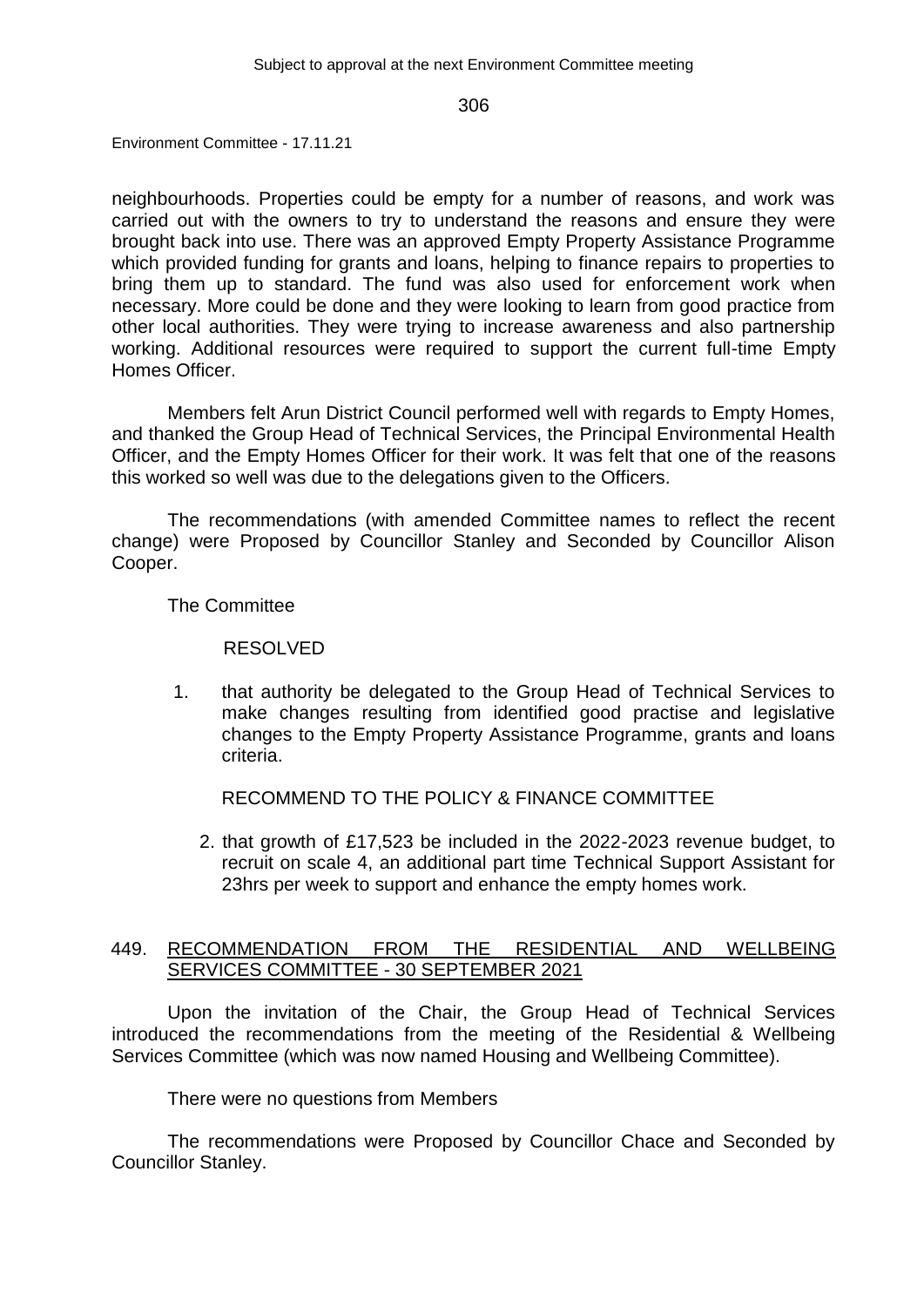neighbourhoods. Properties could be empty for a number of reasons, and work was carried out with the owners to try to understand the reasons and ensure they were brought back into use. There was an approved Empty Property Assistance Programme which provided funding for grants and loans, helping to finance repairs to properties to bring them up to standard. The fund was also used for enforcement work when necessary. More could be done and they were looking to learn from good practice from other local authorities. They were trying to increase awareness and also partnership working. Additional resources were required to support the current full-time Empty Homes Officer.

Members felt Arun District Council performed well with regards to Empty Homes, and thanked the Group Head of Technical Services, the Principal Environmental Health Officer, and the Empty Homes Officer for their work. It was felt that one of the reasons this worked so well was due to the delegations given to the Officers.

The recommendations (with amended Committee names to reflect the recent change) were Proposed by Councillor Stanley and Seconded by Councillor Alison Cooper.

The Committee

RESOLVED

1. that authority be delegated to the Group Head of Technical Services to make changes resulting from identified good practise and legislative changes to the Empty Property Assistance Programme, grants and loans criteria.

RECOMMEND TO THE POLICY & FINANCE COMMITTEE

2. that growth of £17,523 be included in the 2022-2023 revenue budget, to recruit on scale 4, an additional part time Technical Support Assistant for 23hrs per week to support and enhance the empty homes work.

## 449. RECOMMENDATION FROM THE RESIDENTIAL AND WELLBEING SERVICES COMMITTEE - 30 SEPTEMBER 2021

Upon the invitation of the Chair, the Group Head of Technical Services introduced the recommendations from the meeting of the Residential & Wellbeing Services Committee (which was now named Housing and Wellbeing Committee).

There were no questions from Members

The recommendations were Proposed by Councillor Chace and Seconded by Councillor Stanley.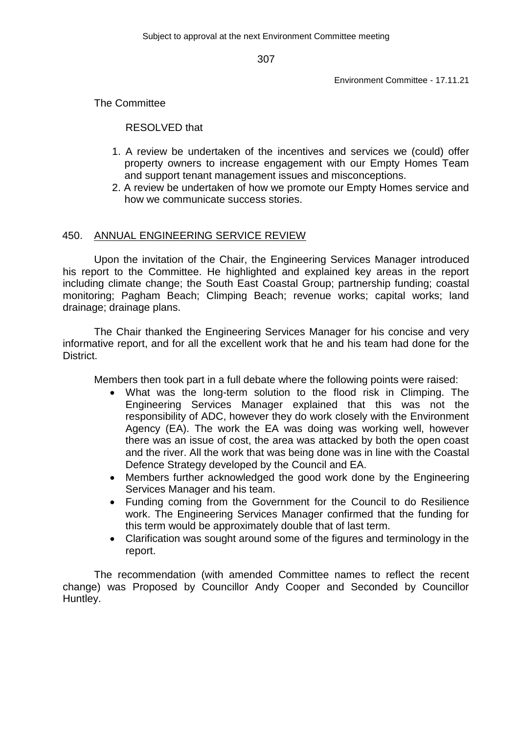The Committee

RESOLVED that

1. A review be undertaken of the incentives and services we (could) offer property owners to increase engagement with our Empty Homes Team and support tenant management issues and misconceptions.
2. A review be undertaken of how we promote our Empty Homes service and how we communicate success stories.

## 450. ANNUAL ENGINEERING SERVICE REVIEW

Upon the invitation of the Chair, the Engineering Services Manager introduced his report to the Committee. He highlighted and explained key areas in the report including climate change; the South East Coastal Group; partnership funding; coastal monitoring; Pagham Beach; Climping Beach; revenue works; capital works; land drainage; drainage plans.

The Chair thanked the Engineering Services Manager for his concise and very informative report, and for all the excellent work that he and his team had done for the District.

Members then took part in a full debate where the following points were raised:

- What was the long-term solution to the flood risk in Climping. The Engineering Services Manager explained that this was not the responsibility of ADC, however they do work closely with the Environment Agency (EA). The work the EA was doing was working well, however there was an issue of cost, the area was attacked by both the open coast and the river. All the work that was being done was in line with the Coastal Defence Strategy developed by the Council and EA.
- Members further acknowledged the good work done by the Engineering Services Manager and his team.
- Funding coming from the Government for the Council to do Resilience work. The Engineering Services Manager confirmed that the funding for this term would be approximately double that of last term.
- Clarification was sought around some of the figures and terminology in the report.

The recommendation (with amended Committee names to reflect the recent change) was Proposed by Councillor Andy Cooper and Seconded by Councillor Huntley.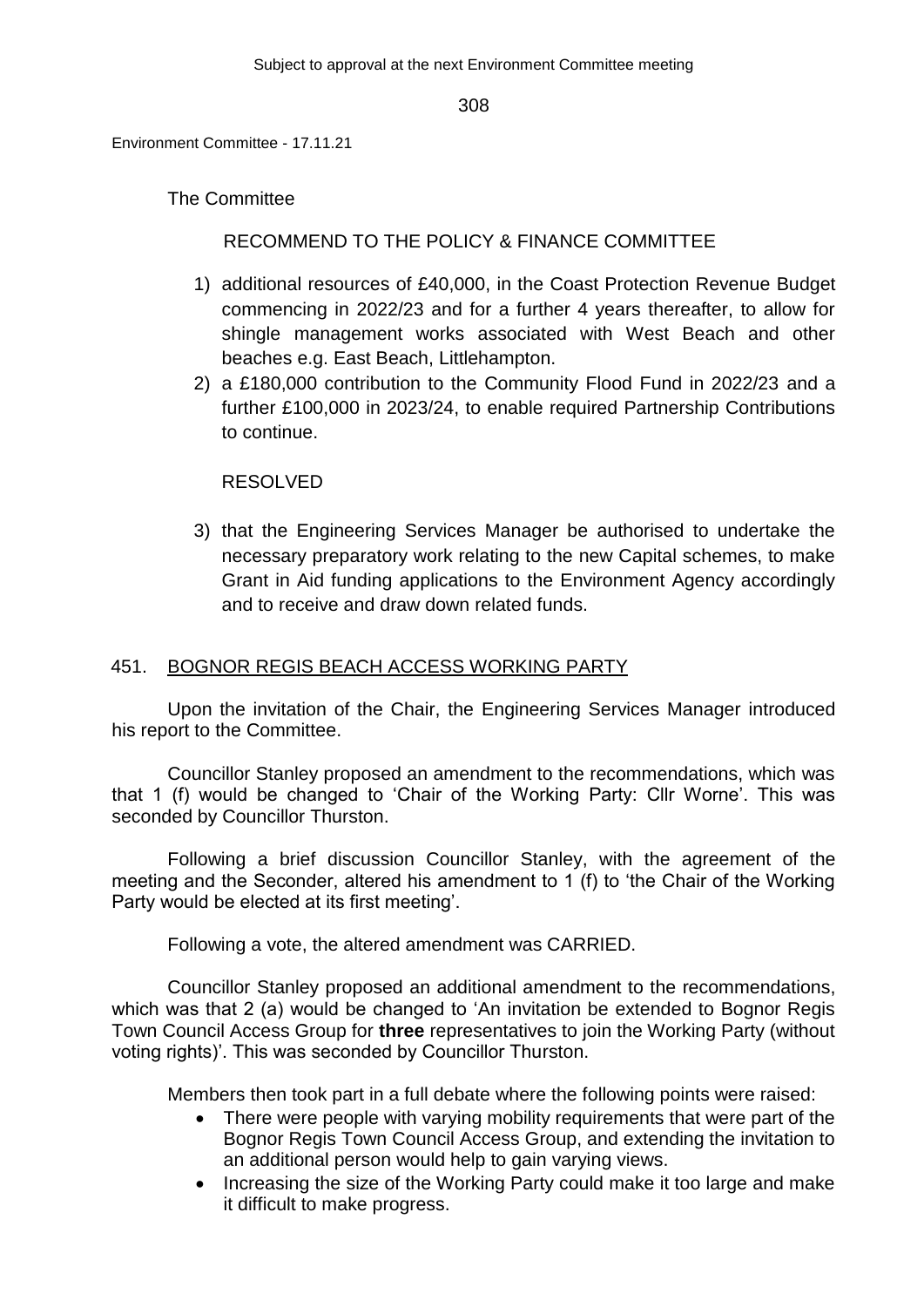The Committee

RECOMMEND TO THE POLICY & FINANCE COMMITTEE

1) additional resources of £40,000, in the Coast Protection Revenue Budget commencing in 2022/23 and for a further 4 years thereafter, to allow for shingle management works associated with West Beach and other beaches e.g. East Beach, Littlehampton.
2) a £180,000 contribution to the Community Flood Fund in 2022/23 and a further £100,000 in 2023/24, to enable required Partnership Contributions to continue.

RESOLVED

3) that the Engineering Services Manager be authorised to undertake the necessary preparatory work relating to the new Capital schemes, to make Grant in Aid funding applications to the Environment Agency accordingly and to receive and draw down related funds.

## 451. BOGNOR REGIS BEACH ACCESS WORKING PARTY

Upon the invitation of the Chair, the Engineering Services Manager introduced his report to the Committee.

Councillor Stanley proposed an amendment to the recommendations, which was that 1 (f) would be changed to 'Chair of the Working Party: Cllr Worne'. This was seconded by Councillor Thurston.

Following a brief discussion Councillor Stanley, with the agreement of the meeting and the Seconder, altered his amendment to 1 (f) to 'the Chair of the Working Party would be elected at its first meeting'.

Following a vote, the altered amendment was CARRIED.

Councillor Stanley proposed an additional amendment to the recommendations, which was that 2 (a) would be changed to 'An invitation be extended to Bognor Regis Town Council Access Group for **three** representatives to join the Working Party (without voting rights)'. This was seconded by Councillor Thurston.

Members then took part in a full debate where the following points were raised:

- There were people with varying mobility requirements that were part of the Bognor Regis Town Council Access Group, and extending the invitation to an additional person would help to gain varying views.
- Increasing the size of the Working Party could make it too large and make it difficult to make progress.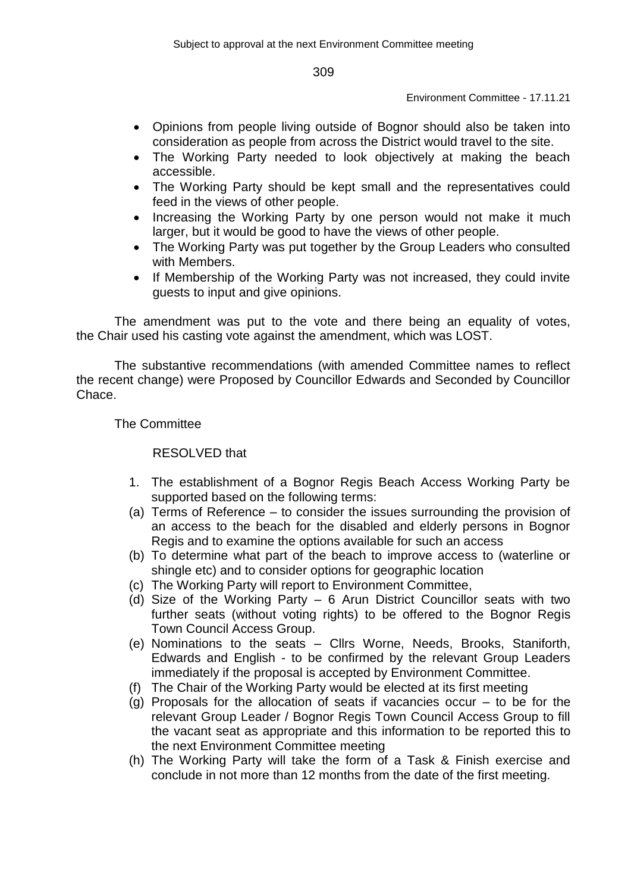- Opinions from people living outside of Bognor should also be taken into consideration as people from across the District would travel to the site.
- The Working Party needed to look objectively at making the beach accessible.
- The Working Party should be kept small and the representatives could feed in the views of other people.
- Increasing the Working Party by one person would not make it much larger, but it would be good to have the views of other people.
- The Working Party was put together by the Group Leaders who consulted with Members.
- If Membership of the Working Party was not increased, they could invite guests to input and give opinions.

The amendment was put to the vote and there being an equality of votes, the Chair used his casting vote against the amendment, which was LOST.

The substantive recommendations (with amended Committee names to reflect the recent change) were Proposed by Councillor Edwards and Seconded by Councillor Chace.

The Committee

RESOLVED that

1. The establishment of a Bognor Regis Beach Access Working Party be supported based on the following terms:

(a) Terms of Reference – to consider the issues surrounding the provision of an access to the beach for the disabled and elderly persons in Bognor Regis and to examine the options available for such an access

(b) To determine what part of the beach to improve access to (waterline or shingle etc) and to consider options for geographic location

(c) The Working Party will report to Environment Committee,

(d) Size of the Working Party – 6 Arun District Councillor seats with two further seats (without voting rights) to be offered to the Bognor Regis Town Council Access Group.

(e) Nominations to the seats – Cllrs Worne, Needs, Brooks, Staniforth, Edwards and English - to be confirmed by the relevant Group Leaders immediately if the proposal is accepted by Environment Committee.

(f) The Chair of the Working Party would be elected at its first meeting

(g) Proposals for the allocation of seats if vacancies occur – to be for the relevant Group Leader / Bognor Regis Town Council Access Group to fill the vacant seat as appropriate and this information to be reported this to the next Environment Committee meeting

(h) The Working Party will take the form of a Task & Finish exercise and conclude in not more than 12 months from the date of the first meeting.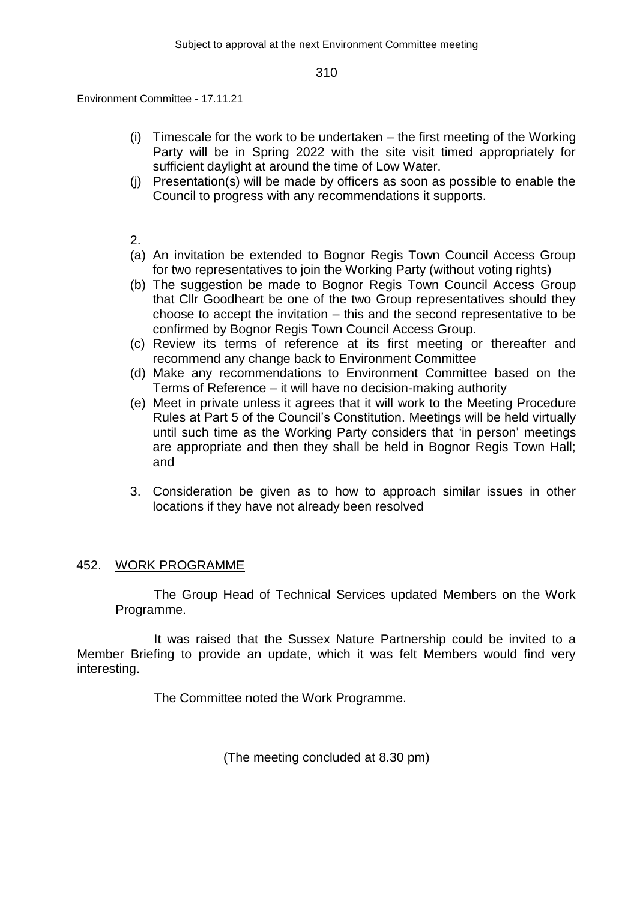(i) Timescale for the work to be undertaken – the first meeting of the Working Party will be in Spring 2022 with the site visit timed appropriately for sufficient daylight at around the time of Low Water.

(j) Presentation(s) will be made by officers as soon as possible to enable the Council to progress with any recommendations it supports.

2.

(a) An invitation be extended to Bognor Regis Town Council Access Group for two representatives to join the Working Party (without voting rights)

(b) The suggestion be made to Bognor Regis Town Council Access Group that Cllr Goodheart be one of the two Group representatives should they choose to accept the invitation – this and the second representative to be confirmed by Bognor Regis Town Council Access Group.

(c) Review its terms of reference at its first meeting or thereafter and recommend any change back to Environment Committee

(d) Make any recommendations to Environment Committee based on the Terms of Reference – it will have no decision-making authority

(e) Meet in private unless it agrees that it will work to the Meeting Procedure Rules at Part 5 of the Council's Constitution. Meetings will be held virtually until such time as the Working Party considers that 'in person' meetings are appropriate and then they shall be held in Bognor Regis Town Hall; and

3. Consideration be given as to how to approach similar issues in other locations if they have not already been resolved

## 452. WORK PROGRAMME

The Group Head of Technical Services updated Members on the Work Programme.

It was raised that the Sussex Nature Partnership could be invited to a Member Briefing to provide an update, which it was felt Members would find very interesting.

The Committee noted the Work Programme.

(The meeting concluded at 8.30 pm)